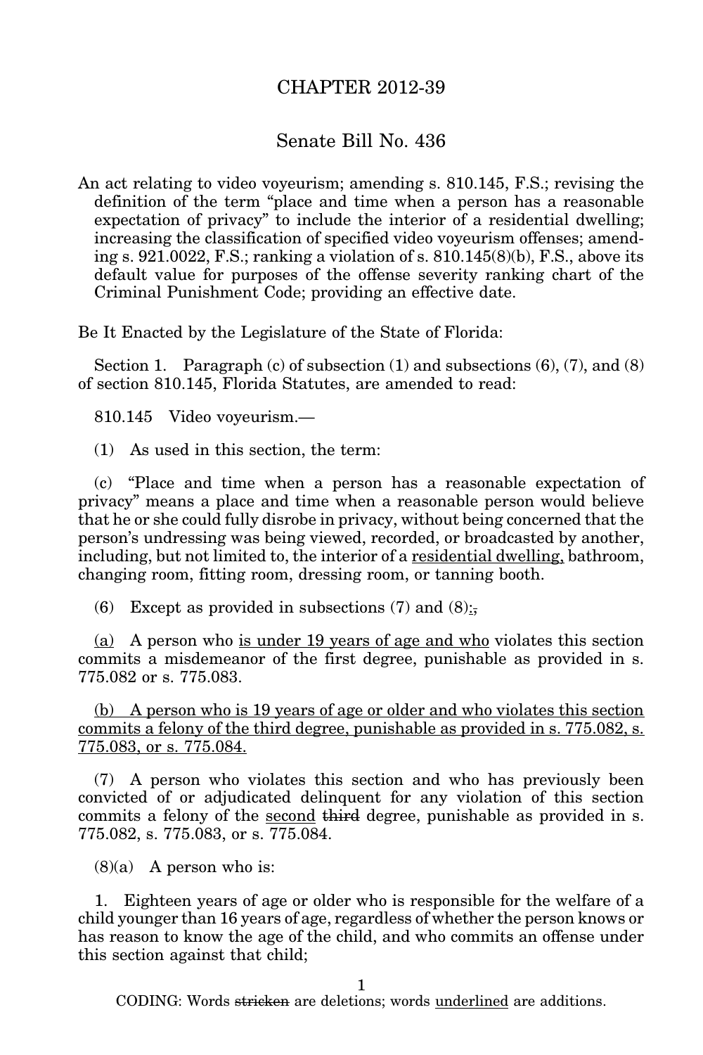# CHAPTER 2012-39

## Senate Bill No. 436

An act relating to video voyeurism; amending s. 810.145, F.S.; revising the definition of the term "place and time when a person has a reasonable expectation of privacy" to include the interior of a residential dwelling; increasing the classification of specified video voyeurism offenses; amending s. 921.0022, F.S.; ranking a violation of s. 810.145(8)(b), F.S., above its default value for purposes of the offense severity ranking chart of the Criminal Punishment Code; providing an effective date.

Be It Enacted by the Legislature of the State of Florida:

Section 1. Paragraph (c) of subsection (1) and subsections (6), (7), and (8) of section 810.145, Florida Statutes, are amended to read:

810.145 Video voyeurism.—

(1) As used in this section, the term:

(c) "Place and time when a person has a reasonable expectation of privacy" means a place and time when a reasonable person would believe that he or she could fully disrobe in privacy, without being concerned that the person's undressing was being viewed, recorded, or broadcasted by another, including, but not limited to, the interior of a <u>residential dwelling,</u> bathroom, changing room, fitting room, dressing room, or tanning booth.

(6) Except as provided in subsections (7) and (8)<u>:</u>~~,~~

<u>(a)</u> A person who <u>is under 19 years of age and who</u> violates this section commits a misdemeanor of the first degree, punishable as provided in s. 775.082 or s. 775.083.

<u>(b) A person who is 19 years of age or older and who violates this section commits a felony of the third degree, punishable as provided in s. 775.082, s. 775.083, or s. 775.084.</u>

(7) A person who violates this section and who has previously been convicted of or adjudicated delinquent for any violation of this section commits a felony of the <u>second</u> ~~third~~ degree, punishable as provided in s. 775.082, s. 775.083, or s. 775.084.

(8)(a) A person who is:

1. Eighteen years of age or older who is responsible for the welfare of a child younger than 16 years of age, regardless of whether the person knows or has reason to know the age of the child, and who commits an offense under this section against that child;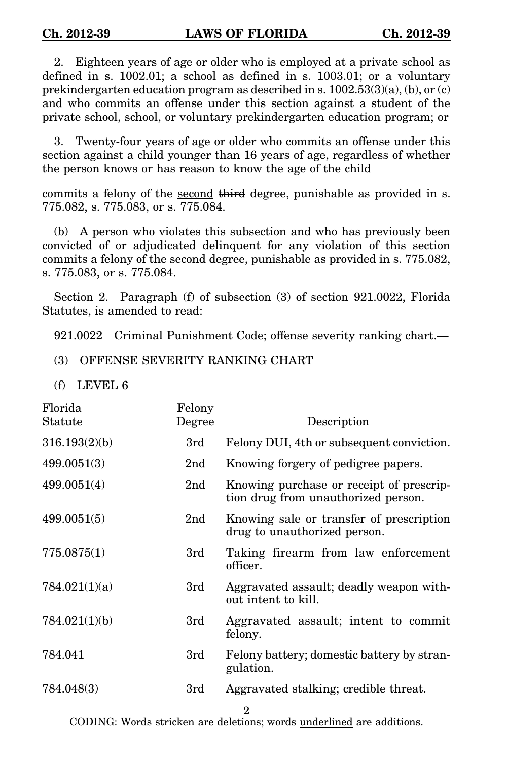2. Eighteen years of age or older who is employed at a private school as defined in s. 1002.01; a school as defined in s. 1003.01; or a voluntary prekindergarten education program as described in s. 1002.53(3)(a), (b), or (c) and who commits an offense under this section against a student of the private school, school, or voluntary prekindergarten education program; or

3. Twenty-four years of age or older who commits an offense under this section against a child younger than 16 years of age, regardless of whether the person knows or has reason to know the age of the child

commits a felony of the <u>second</u> ~~third~~ degree, punishable as provided in s. 775.082, s. 775.083, or s. 775.084.

(b) A person who violates this subsection and who has previously been convicted of or adjudicated delinquent for any violation of this section commits a felony of the second degree, punishable as provided in s. 775.082, s. 775.083, or s. 775.084.

Section 2. Paragraph (f) of subsection (3) of section 921.0022, Florida Statutes, is amended to read:

921.0022 Criminal Punishment Code; offense severity ranking chart.—

(3) OFFENSE SEVERITY RANKING CHART

(f) LEVEL 6

| Florida Statute | Felony Degree | Description |
|---|---|---|
| 316.193(2)(b) | 3rd | Felony DUI, 4th or subsequent conviction. |
| 499.0051(3) | 2nd | Knowing forgery of pedigree papers. |
| 499.0051(4) | 2nd | Knowing purchase or receipt of prescription drug from unauthorized person. |
| 499.0051(5) | 2nd | Knowing sale or transfer of prescription drug to unauthorized person. |
| 775.0875(1) | 3rd | Taking firearm from law enforcement officer. |
| 784.021(1)(a) | 3rd | Aggravated assault; deadly weapon without intent to kill. |
| 784.021(1)(b) | 3rd | Aggravated assault; intent to commit felony. |
| 784.041 | 3rd | Felony battery; domestic battery by strangulation. |
| 784.048(3) | 3rd | Aggravated stalking; credible threat. |

CODING: Words ~~stricken~~ are deletions; words <u>underlined</u> are additions.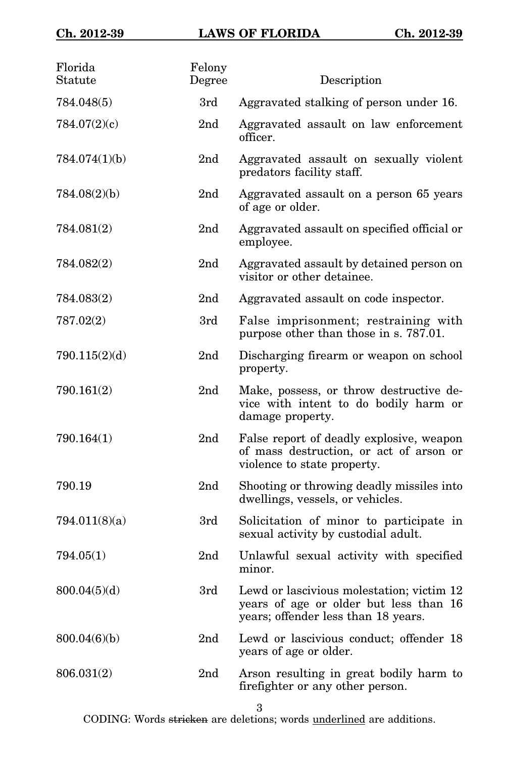| Florida Statute | Felony Degree | Description |
|---|---|---|
| 784.048(5) | 3rd | Aggravated stalking of person under 16. |
| 784.07(2)(c) | 2nd | Aggravated assault on law enforcement officer. |
| 784.074(1)(b) | 2nd | Aggravated assault on sexually violent predators facility staff. |
| 784.08(2)(b) | 2nd | Aggravated assault on a person 65 years of age or older. |
| 784.081(2) | 2nd | Aggravated assault on specified official or employee. |
| 784.082(2) | 2nd | Aggravated assault by detained person on visitor or other detainee. |
| 784.083(2) | 2nd | Aggravated assault on code inspector. |
| 787.02(2) | 3rd | False imprisonment; restraining with purpose other than those in s. 787.01. |
| 790.115(2)(d) | 2nd | Discharging firearm or weapon on school property. |
| 790.161(2) | 2nd | Make, possess, or throw destructive device with intent to do bodily harm or damage property. |
| 790.164(1) | 2nd | False report of deadly explosive, weapon of mass destruction, or act of arson or violence to state property. |
| 790.19 | 2nd | Shooting or throwing deadly missiles into dwellings, vessels, or vehicles. |
| 794.011(8)(a) | 3rd | Solicitation of minor to participate in sexual activity by custodial adult. |
| 794.05(1) | 2nd | Unlawful sexual activity with specified minor. |
| 800.04(5)(d) | 3rd | Lewd or lascivious molestation; victim 12 years of age or older but less than 16 years; offender less than 18 years. |
| 800.04(6)(b) | 2nd | Lewd or lascivious conduct; offender 18 years of age or older. |
| 806.031(2) | 2nd | Arson resulting in great bodily harm to firefighter or any other person. |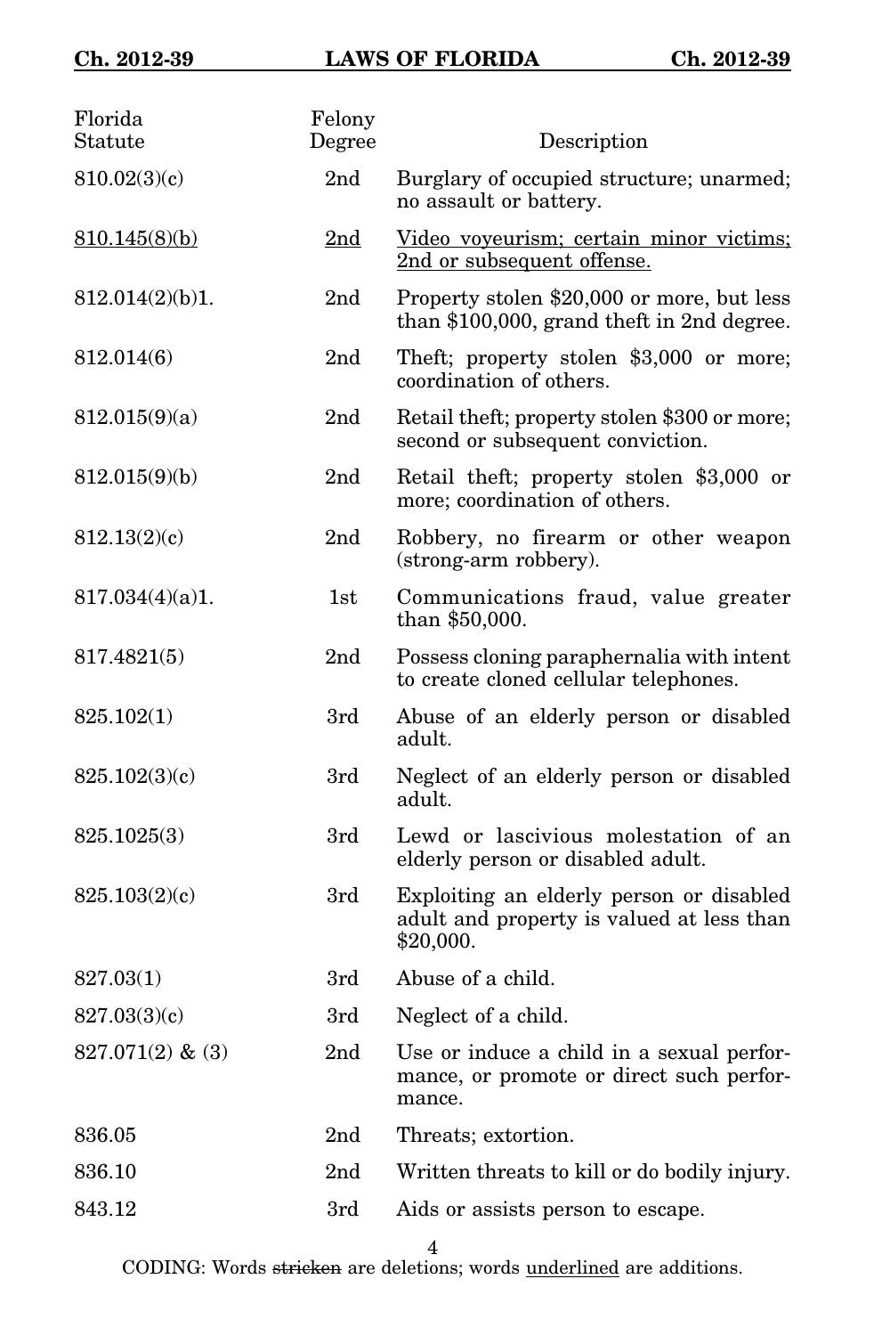| Florida Statute | Felony Degree | Description |
|---|---|---|
| 810.02(3)(c) | 2nd | Burglary of occupied structure; unarmed; no assault or battery. |
| <u>810.145(8)(b)</u> | <u>2nd</u> | <u>Video voyeurism; certain minor victims; 2nd or subsequent offense.</u> |
| 812.014(2)(b)1. | 2nd | Property stolen $20,000 or more, but less than $100,000, grand theft in 2nd degree. |
| 812.014(6) | 2nd | Theft; property stolen $3,000 or more; coordination of others. |
| 812.015(9)(a) | 2nd | Retail theft; property stolen $300 or more; second or subsequent conviction. |
| 812.015(9)(b) | 2nd | Retail theft; property stolen $3,000 or more; coordination of others. |
| 812.13(2)(c) | 2nd | Robbery, no firearm or other weapon (strong-arm robbery). |
| 817.034(4)(a)1. | 1st | Communications fraud, value greater than $50,000. |
| 817.4821(5) | 2nd | Possess cloning paraphernalia with intent to create cloned cellular telephones. |
| 825.102(1) | 3rd | Abuse of an elderly person or disabled adult. |
| 825.102(3)(c) | 3rd | Neglect of an elderly person or disabled adult. |
| 825.1025(3) | 3rd | Lewd or lascivious molestation of an elderly person or disabled adult. |
| 825.103(2)(c) | 3rd | Exploiting an elderly person or disabled adult and property is valued at less than $20,000. |
| 827.03(1) | 3rd | Abuse of a child. |
| 827.03(3)(c) | 3rd | Neglect of a child. |
| 827.071(2) & (3) | 2nd | Use or induce a child in a sexual performance, or promote or direct such performance. |
| 836.05 | 2nd | Threats; extortion. |
| 836.10 | 2nd | Written threats to kill or do bodily injury. |
| 843.12 | 3rd | Aids or assists person to escape. |

CODING: Words ~~stricken~~ are deletions; words <u>underlined</u> are additions.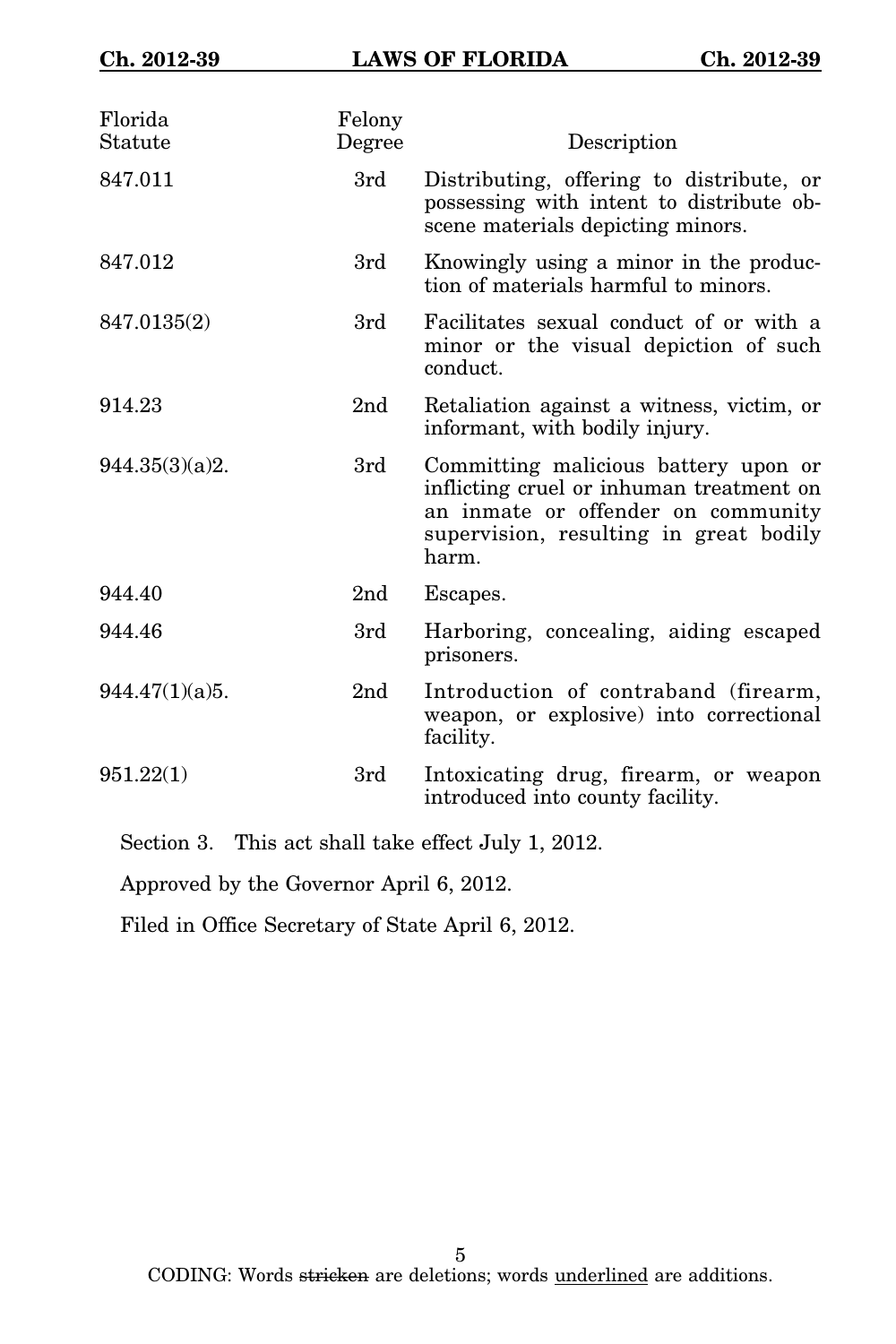| Florida Statute | Felony Degree | Description |
|---|---|---|
| 847.011 | 3rd | Distributing, offering to distribute, or possessing with intent to distribute obscene materials depicting minors. |
| 847.012 | 3rd | Knowingly using a minor in the production of materials harmful to minors. |
| 847.0135(2) | 3rd | Facilitates sexual conduct of or with a minor or the visual depiction of such conduct. |
| 914.23 | 2nd | Retaliation against a witness, victim, or informant, with bodily injury. |
| 944.35(3)(a)2. | 3rd | Committing malicious battery upon or inflicting cruel or inhuman treatment on an inmate or offender on community supervision, resulting in great bodily harm. |
| 944.40 | 2nd | Escapes. |
| 944.46 | 3rd | Harboring, concealing, aiding escaped prisoners. |
| 944.47(1)(a)5. | 2nd | Introduction of contraband (firearm, weapon, or explosive) into correctional facility. |
| 951.22(1) | 3rd | Intoxicating drug, firearm, or weapon introduced into county facility. |

Section 3. This act shall take effect July 1, 2012.

Approved by the Governor April 6, 2012.

Filed in Office Secretary of State April 6, 2012.

CODING: Words ~~stricken~~ are deletions; words <u>underlined</u> are additions.